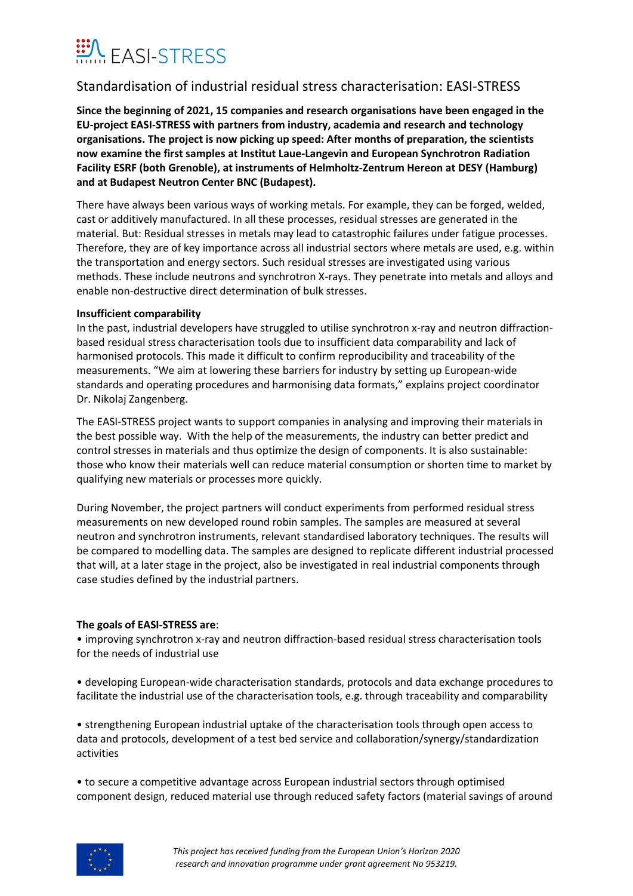# EASI-STRESS

## Standardisation of industrial residual stress characterisation: EASI-STRESS

**Since the beginning of 2021, 15 companies and research organisations have been engaged in the EU-project EASI-STRESS with partners from industry, academia and research and technology organisations. The project is now picking up speed: After months of preparation, the scientists now examine the first samples at Institut Laue-Langevin and European Synchrotron Radiation Facility ESRF (both Grenoble), at instruments of Helmholtz-Zentrum Hereon at DESY (Hamburg) and at Budapest Neutron Center BNC (Budapest).**

There have always been various ways of working metals. For example, they can be forged, welded, cast or additively manufactured. In all these processes, residual stresses are generated in the material. But: Residual stresses in metals may lead to catastrophic failures under fatigue processes. Therefore, they are of key importance across all industrial sectors where metals are used, e.g. within the transportation and energy sectors. Such residual stresses are investigated using various methods. These include neutrons and synchrotron X-rays. They penetrate into metals and alloys and enable non-destructive direct determination of bulk stresses.

**Insufficient comparability**

In the past, industrial developers have struggled to utilise synchrotron x-ray and neutron diffraction-based residual stress characterisation tools due to insufficient data comparability and lack of harmonised protocols. This made it difficult to confirm reproducibility and traceability of the measurements. "We aim at lowering these barriers for industry by setting up European-wide standards and operating procedures and harmonising data formats," explains project coordinator Dr. Nikolaj Zangenberg.

The EASI-STRESS project wants to support companies in analysing and improving their materials in the best possible way. With the help of the measurements, the industry can better predict and control stresses in materials and thus optimize the design of components. It is also sustainable: those who know their materials well can reduce material consumption or shorten time to market by qualifying new materials or processes more quickly.

During November, the project partners will conduct experiments from performed residual stress measurements on new developed round robin samples. The samples are measured at several neutron and synchrotron instruments, relevant standardised laboratory techniques. The results will be compared to modelling data. The samples are designed to replicate different industrial processed that will, at a later stage in the project, also be investigated in real industrial components through case studies defined by the industrial partners.

**The goals of EASI-STRESS are**:

• improving synchrotron x-ray and neutron diffraction-based residual stress characterisation tools for the needs of industrial use

• developing European-wide characterisation standards, protocols and data exchange procedures to facilitate the industrial use of the characterisation tools, e.g. through traceability and comparability

• strengthening European industrial uptake of the characterisation tools through open access to data and protocols, development of a test bed service and collaboration/synergy/standardization activities

• to secure a competitive advantage across European industrial sectors through optimised component design, reduced material use through reduced safety factors (material savings of around

*This project has received funding from the European Union's Horizon 2020 research and innovation programme under grant agreement No 953219.*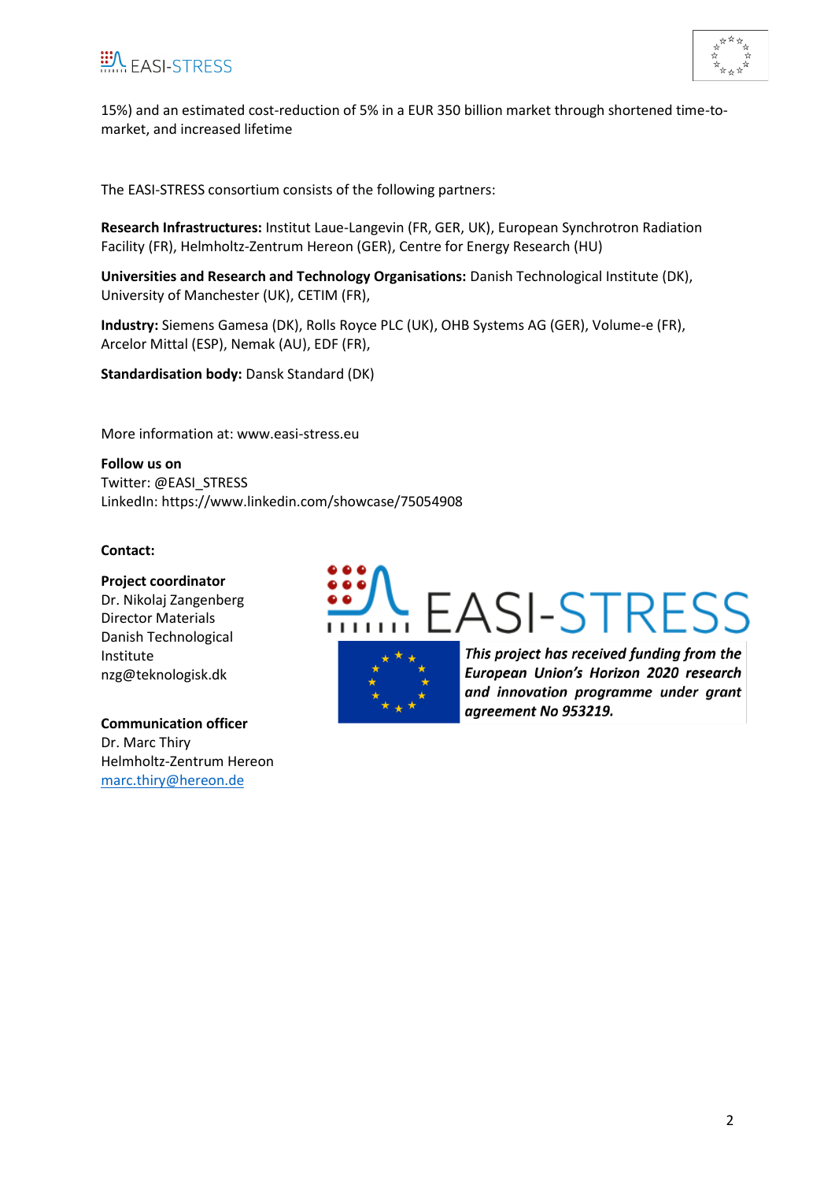15%) and an estimated cost-reduction of 5% in a EUR 350 billion market through shortened time-to-market, and increased lifetime

The EASI-STRESS consortium consists of the following partners:

**Research Infrastructures:** Institut Laue-Langevin (FR, GER, UK), European Synchrotron Radiation Facility (FR), Helmholtz-Zentrum Hereon (GER), Centre for Energy Research (HU)

**Universities and Research and Technology Organisations:** Danish Technological Institute (DK), University of Manchester (UK), CETIM (FR),

**Industry:** Siemens Gamesa (DK), Rolls Royce PLC (UK), OHB Systems AG (GER), Volume-e (FR), Arcelor Mittal (ESP), Nemak (AU), EDF (FR),

**Standardisation body:** Dansk Standard (DK)

More information at: www.easi-stress.eu

**Follow us on**
Twitter: @EASI_STRESS
LinkedIn: https://www.linkedin.com/showcase/75054908

**Contact:**

**Project coordinator**
Dr. Nikolaj Zangenberg
Director Materials
Danish Technological Institute
nzg@teknologisk.dk

**Communication officer**
Dr. Marc Thiry
Helmholtz-Zentrum Hereon
marc.thiry@hereon.de

EASI-STRESS

***This project has received funding from the European Union's Horizon 2020 research and innovation programme under grant agreement No 953219.***